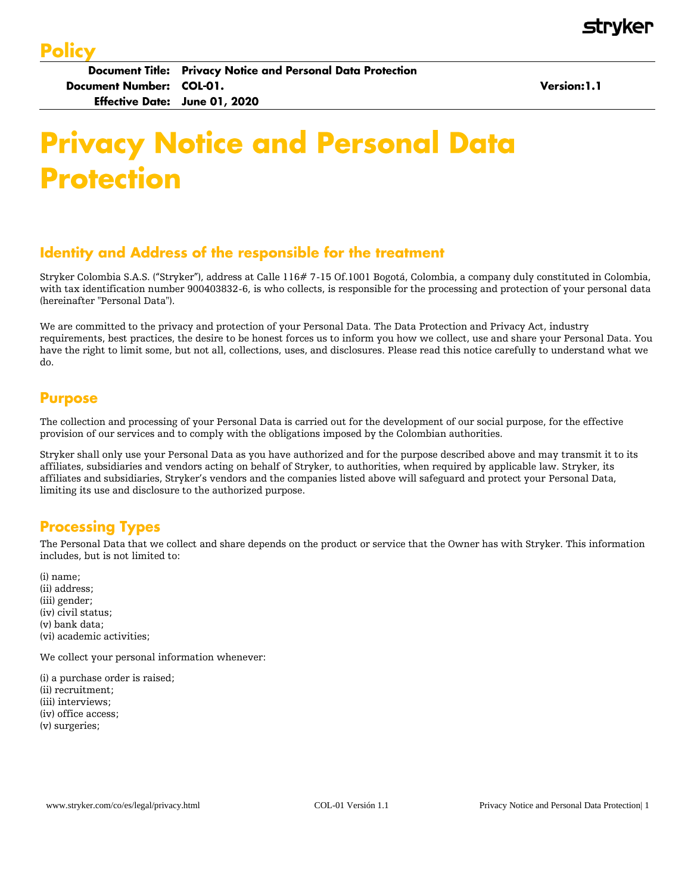# Policy

**Document Title:** Privacy Notice and Personal Data Protection
**Document Number:** COL-01. **Version:**1.1
**Effective Date:** June 01, 2020

# Privacy Notice and Personal Data Protection

## Identity and Address of the responsible for the treatment

Stryker Colombia S.A.S. ("Stryker"), address at Calle 116# 7-15 Of.1001 Bogotá, Colombia, a company duly constituted in Colombia, with tax identification number 900403832-6, is who collects, is responsible for the processing and protection of your personal data (hereinafter "Personal Data").

We are committed to the privacy and protection of your Personal Data. The Data Protection and Privacy Act, industry requirements, best practices, the desire to be honest forces us to inform you how we collect, use and share your Personal Data. You have the right to limit some, but not all, collections, uses, and disclosures. Please read this notice carefully to understand what we do.

## Purpose

The collection and processing of your Personal Data is carried out for the development of our social purpose, for the effective provision of our services and to comply with the obligations imposed by the Colombian authorities.

Stryker shall only use your Personal Data as you have authorized and for the purpose described above and may transmit it to its affiliates, subsidiaries and vendors acting on behalf of Stryker, to authorities, when required by applicable law. Stryker, its affiliates and subsidiaries, Stryker's vendors and the companies listed above will safeguard and protect your Personal Data, limiting its use and disclosure to the authorized purpose.

## Processing Types

The Personal Data that we collect and share depends on the product or service that the Owner has with Stryker. This information includes, but is not limited to:

(i) name;
(ii) address;
(iii) gender;
(iv) civil status;
(v) bank data;
(vi) academic activities;

We collect your personal information whenever:

(i) a purchase order is raised;
(ii) recruitment;
(iii) interviews;
(iv) office access;
(v) surgeries;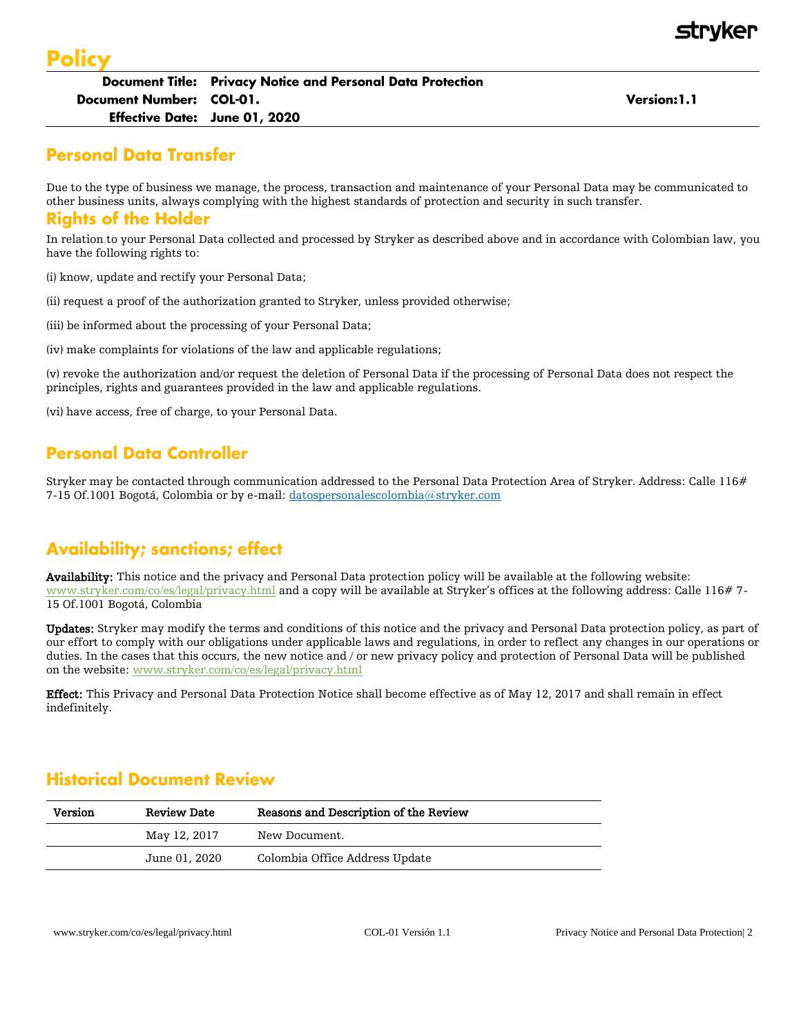# Policy

**Document Title:** Privacy Notice and Personal Data Protection
**Document Number:** COL-01. **Version:1.1**
**Effective Date:** June 01, 2020

## Personal Data Transfer

Due to the type of business we manage, the process, transaction and maintenance of your Personal Data may be communicated to other business units, always complying with the highest standards of protection and security in such transfer.

## Rights of the Holder

In relation to your Personal Data collected and processed by Stryker as described above and in accordance with Colombian law, you have the following rights to:

(i) know, update and rectify your Personal Data;

(ii) request a proof of the authorization granted to Stryker, unless provided otherwise;

(iii) be informed about the processing of your Personal Data;

(iv) make complaints for violations of the law and applicable regulations;

(v) revoke the authorization and/or request the deletion of Personal Data if the processing of Personal Data does not respect the principles, rights and guarantees provided in the law and applicable regulations.

(vi) have access, free of charge, to your Personal Data.

## Personal Data Controller

Stryker may be contacted through communication addressed to the Personal Data Protection Area of Stryker. Address: Calle 116# 7-15 Of.1001 Bogotá, Colombia or by e-mail: datospersonalescolombia@stryker.com

## Availability; sanctions; effect

**Availability:** This notice and the privacy and Personal Data protection policy will be available at the following website: www.stryker.com/co/es/legal/privacy.html and a copy will be available at Stryker's offices at the following address: Calle 116# 7-15 Of.1001 Bogotá, Colombia

**Updates:** Stryker may modify the terms and conditions of this notice and the privacy and Personal Data protection policy, as part of our effort to comply with our obligations under applicable laws and regulations, in order to reflect any changes in our operations or duties. In the cases that this occurs, the new notice and / or new privacy policy and protection of Personal Data will be published on the website: www.stryker.com/co/es/legal/privacy.html

**Effect:** This Privacy and Personal Data Protection Notice shall become effective as of May 12, 2017 and shall remain in effect indefinitely.

## Historical Document Review

| Version | Review Date | Reasons and Description of the Review |
|---|---|---|
| | May 12, 2017 | New Document. |
| | June 01, 2020 | Colombia Office Address Update |